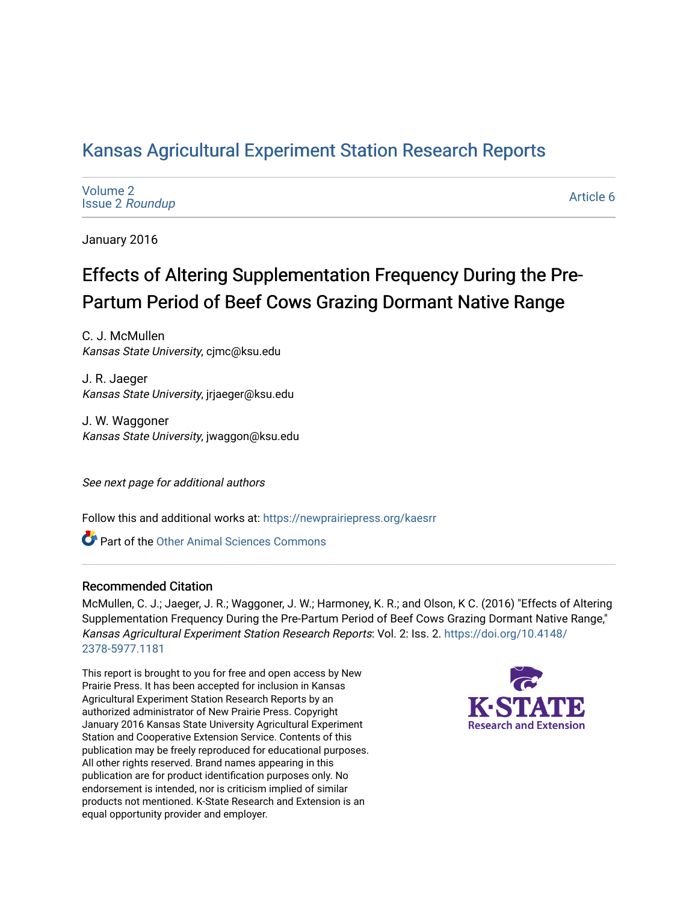# Kansas Agricultural Experiment Station Research Reports

Volume 2
Issue 2 *Roundup*

Article 6

January 2016

# Effects of Altering Supplementation Frequency During the Pre-Partum Period of Beef Cows Grazing Dormant Native Range

C. J. McMullen
*Kansas State University*, cjmc@ksu.edu

J. R. Jaeger
*Kansas State University*, jrjaeger@ksu.edu

J. W. Waggoner
*Kansas State University*, jwaggon@ksu.edu

*See next page for additional authors*

Follow this and additional works at: https://newprairiepress.org/kaesrr

Part of the Other Animal Sciences Commons

## Recommended Citation

McMullen, C. J.; Jaeger, J. R.; Waggoner, J. W.; Harmoney, K. R.; and Olson, K C. (2016) "Effects of Altering Supplementation Frequency During the Pre-Partum Period of Beef Cows Grazing Dormant Native Range," *Kansas Agricultural Experiment Station Research Reports*: Vol. 2: Iss. 2. https://doi.org/10.4148/2378-5977.1181

This report is brought to you for free and open access by New Prairie Press. It has been accepted for inclusion in Kansas Agricultural Experiment Station Research Reports by an authorized administrator of New Prairie Press. Copyright January 2016 Kansas State University Agricultural Experiment Station and Cooperative Extension Service. Contents of this publication may be freely reproduced for educational purposes. All other rights reserved. Brand names appearing in this publication are for product identification purposes only. No endorsement is intended, nor is criticism implied of similar products not mentioned. K-State Research and Extension is an equal opportunity provider and employer.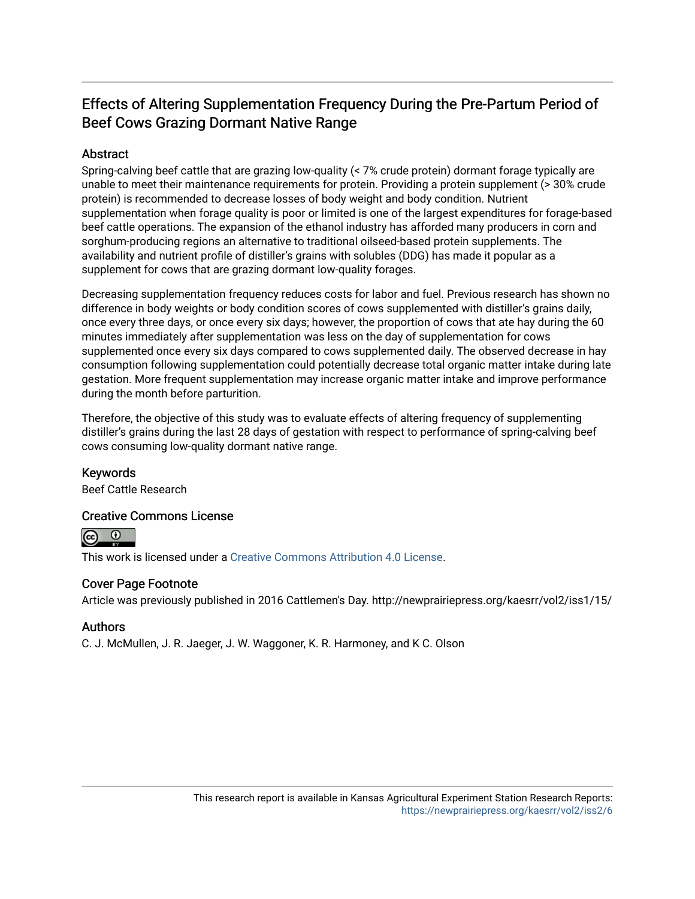# Effects of Altering Supplementation Frequency During the Pre-Partum Period of Beef Cows Grazing Dormant Native Range

## Abstract

Spring-calving beef cattle that are grazing low-quality (< 7% crude protein) dormant forage typically are unable to meet their maintenance requirements for protein. Providing a protein supplement (> 30% crude protein) is recommended to decrease losses of body weight and body condition. Nutrient supplementation when forage quality is poor or limited is one of the largest expenditures for forage-based beef cattle operations. The expansion of the ethanol industry has afforded many producers in corn and sorghum-producing regions an alternative to traditional oilseed-based protein supplements. The availability and nutrient profile of distiller's grains with solubles (DDG) has made it popular as a supplement for cows that are grazing dormant low-quality forages.

Decreasing supplementation frequency reduces costs for labor and fuel. Previous research has shown no difference in body weights or body condition scores of cows supplemented with distiller's grains daily, once every three days, or once every six days; however, the proportion of cows that ate hay during the 60 minutes immediately after supplementation was less on the day of supplementation for cows supplemented once every six days compared to cows supplemented daily. The observed decrease in hay consumption following supplementation could potentially decrease total organic matter intake during late gestation. More frequent supplementation may increase organic matter intake and improve performance during the month before parturition.

Therefore, the objective of this study was to evaluate effects of altering frequency of supplementing distiller's grains during the last 28 days of gestation with respect to performance of spring-calving beef cows consuming low-quality dormant native range.

## Keywords

Beef Cattle Research

## Creative Commons License

This work is licensed under a Creative Commons Attribution 4.0 License.

## Cover Page Footnote

Article was previously published in 2016 Cattlemen's Day. http://newprairiepress.org/kaesrr/vol2/iss1/15/

## Authors

C. J. McMullen, J. R. Jaeger, J. W. Waggoner, K. R. Harmoney, and K C. Olson

This research report is available in Kansas Agricultural Experiment Station Research Reports: https://newprairiepress.org/kaesrr/vol2/iss2/6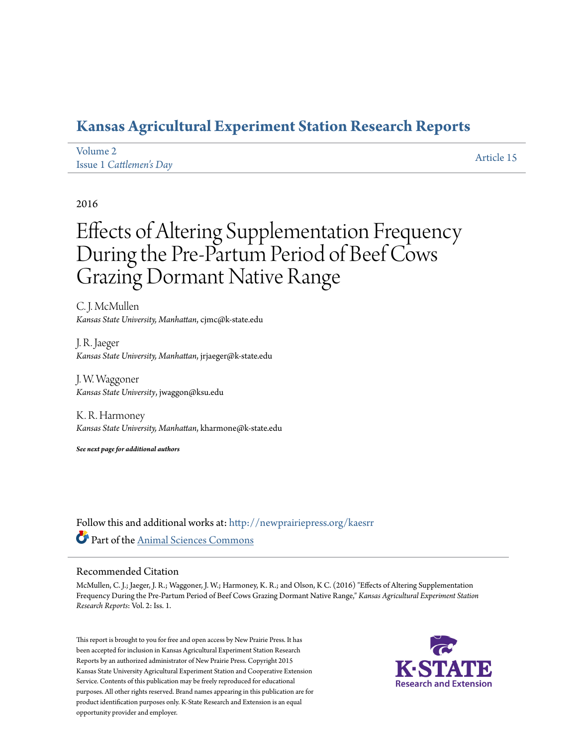# Kansas Agricultural Experiment Station Research Reports

Volume 2
Issue 1 *Cattlemen's Day*

Article 15

2016

# Effects of Altering Supplementation Frequency During the Pre-Partum Period of Beef Cows Grazing Dormant Native Range

C. J. McMullen
*Kansas State University, Manhattan*, cjmc@k-state.edu

J. R. Jaeger
*Kansas State University, Manhattan*, jrjaeger@k-state.edu

J. W. Waggoner
*Kansas State University*, jwaggon@ksu.edu

K. R. Harmoney
*Kansas State University, Manhattan*, kharmone@k-state.edu

***See next page for additional authors***

Follow this and additional works at: http://newprairiepress.org/kaesrr

Part of the Animal Sciences Commons

## Recommended Citation

McMullen, C. J.; Jaeger, J. R.; Waggoner, J. W.; Harmoney, K. R.; and Olson, K C. (2016) "Effects of Altering Supplementation Frequency During the Pre-Partum Period of Beef Cows Grazing Dormant Native Range," *Kansas Agricultural Experiment Station Research Reports*: Vol. 2: Iss. 1.

This report is brought to you for free and open access by New Prairie Press. It has been accepted for inclusion in Kansas Agricultural Experiment Station Research Reports by an authorized administrator of New Prairie Press. Copyright 2015 Kansas State University Agricultural Experiment Station and Cooperative Extension Service. Contents of this publication may be freely reproduced for educational purposes. All other rights reserved. Brand names appearing in this publication are for product identification purposes only. K-State Research and Extension is an equal opportunity provider and employer.

K-STATE Research and Extension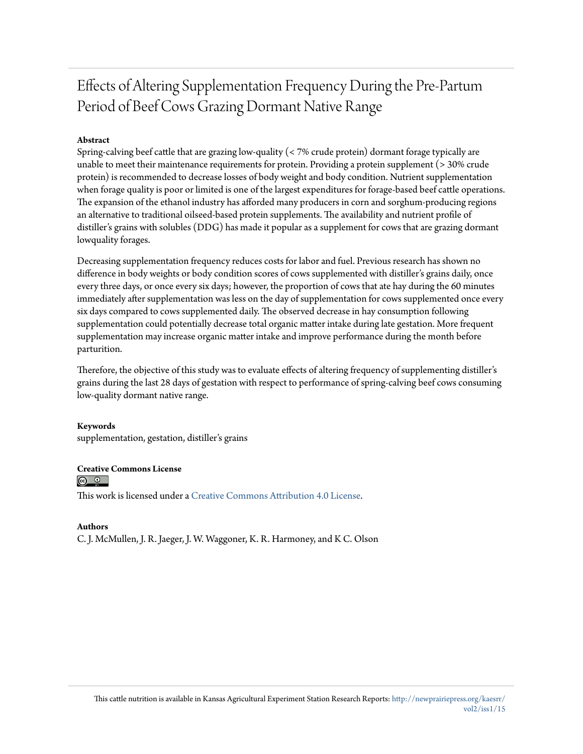# Effects of Altering Supplementation Frequency During the Pre-Partum Period of Beef Cows Grazing Dormant Native Range

**Abstract**

Spring-calving beef cattle that are grazing low-quality (< 7% crude protein) dormant forage typically are unable to meet their maintenance requirements for protein. Providing a protein supplement (> 30% crude protein) is recommended to decrease losses of body weight and body condition. Nutrient supplementation when forage quality is poor or limited is one of the largest expenditures for forage-based beef cattle operations. The expansion of the ethanol industry has afforded many producers in corn and sorghum-producing regions an alternative to traditional oilseed-based protein supplements. The availability and nutrient profile of distiller's grains with solubles (DDG) has made it popular as a supplement for cows that are grazing dormant lowquality forages.

Decreasing supplementation frequency reduces costs for labor and fuel. Previous research has shown no difference in body weights or body condition scores of cows supplemented with distiller's grains daily, once every three days, or once every six days; however, the proportion of cows that ate hay during the 60 minutes immediately after supplementation was less on the day of supplementation for cows supplemented once every six days compared to cows supplemented daily. The observed decrease in hay consumption following supplementation could potentially decrease total organic matter intake during late gestation. More frequent supplementation may increase organic matter intake and improve performance during the month before parturition.

Therefore, the objective of this study was to evaluate effects of altering frequency of supplementing distiller's grains during the last 28 days of gestation with respect to performance of spring-calving beef cows consuming low-quality dormant native range.

**Keywords**

supplementation, gestation, distiller's grains

**Creative Commons License**

This work is licensed under a Creative Commons Attribution 4.0 License.

**Authors**

C. J. McMullen, J. R. Jaeger, J. W. Waggoner, K. R. Harmoney, and K C. Olson

This cattle nutrition is available in Kansas Agricultural Experiment Station Research Reports: http://newprairiepress.org/kaesrr/vol2/iss1/15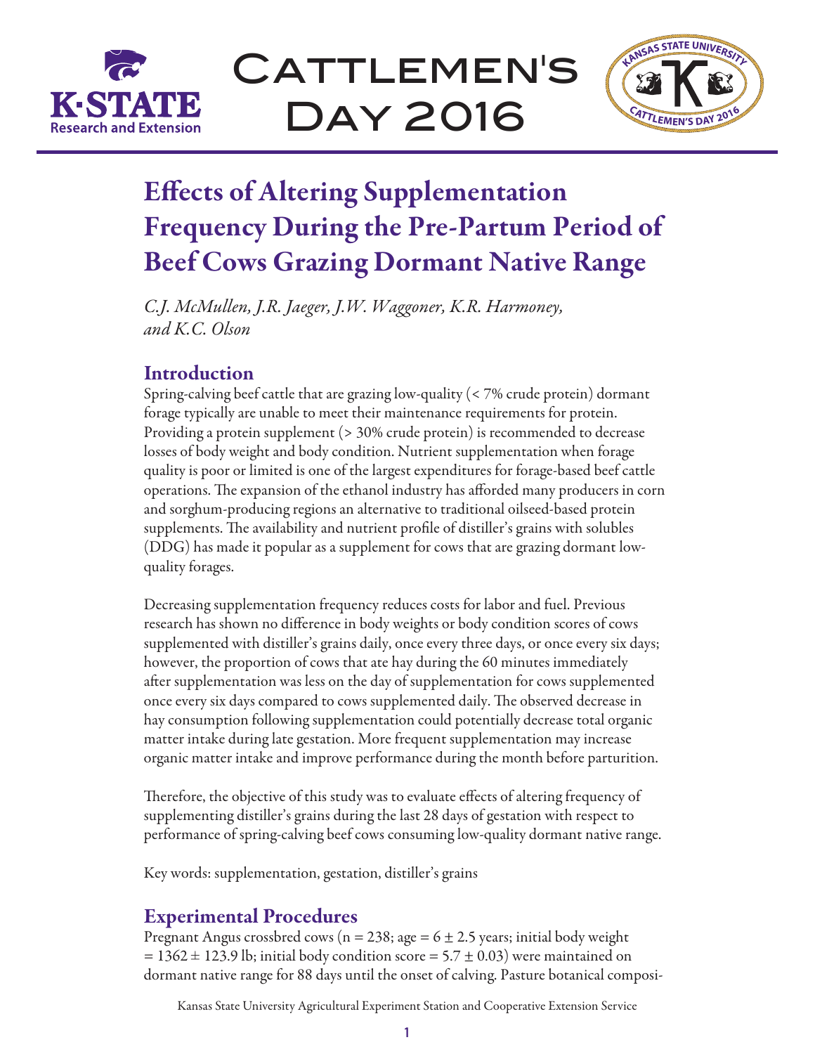# Effects of Altering Supplementation Frequency During the Pre-Partum Period of Beef Cows Grazing Dormant Native Range

*C.J. McMullen, J.R. Jaeger, J.W. Waggoner, K.R. Harmoney, and K.C. Olson*

## Introduction

Spring-calving beef cattle that are grazing low-quality (< 7% crude protein) dormant forage typically are unable to meet their maintenance requirements for protein. Providing a protein supplement (> 30% crude protein) is recommended to decrease losses of body weight and body condition. Nutrient supplementation when forage quality is poor or limited is one of the largest expenditures for forage-based beef cattle operations. The expansion of the ethanol industry has afforded many producers in corn and sorghum-producing regions an alternative to traditional oilseed-based protein supplements. The availability and nutrient profile of distiller's grains with solubles (DDG) has made it popular as a supplement for cows that are grazing dormant low-quality forages.

Decreasing supplementation frequency reduces costs for labor and fuel. Previous research has shown no difference in body weights or body condition scores of cows supplemented with distiller's grains daily, once every three days, or once every six days; however, the proportion of cows that ate hay during the 60 minutes immediately after supplementation was less on the day of supplementation for cows supplemented once every six days compared to cows supplemented daily. The observed decrease in hay consumption following supplementation could potentially decrease total organic matter intake during late gestation. More frequent supplementation may increase organic matter intake and improve performance during the month before parturition.

Therefore, the objective of this study was to evaluate effects of altering frequency of supplementing distiller's grains during the last 28 days of gestation with respect to performance of spring-calving beef cows consuming low-quality dormant native range.

Key words: supplementation, gestation, distiller's grains

## Experimental Procedures

Pregnant Angus crossbred cows (n = 238; age = 6 ± 2.5 years; initial body weight = 1362 ± 123.9 lb; initial body condition score = 5.7 ± 0.03) were maintained on dormant native range for 88 days until the onset of calving. Pasture botanical composi-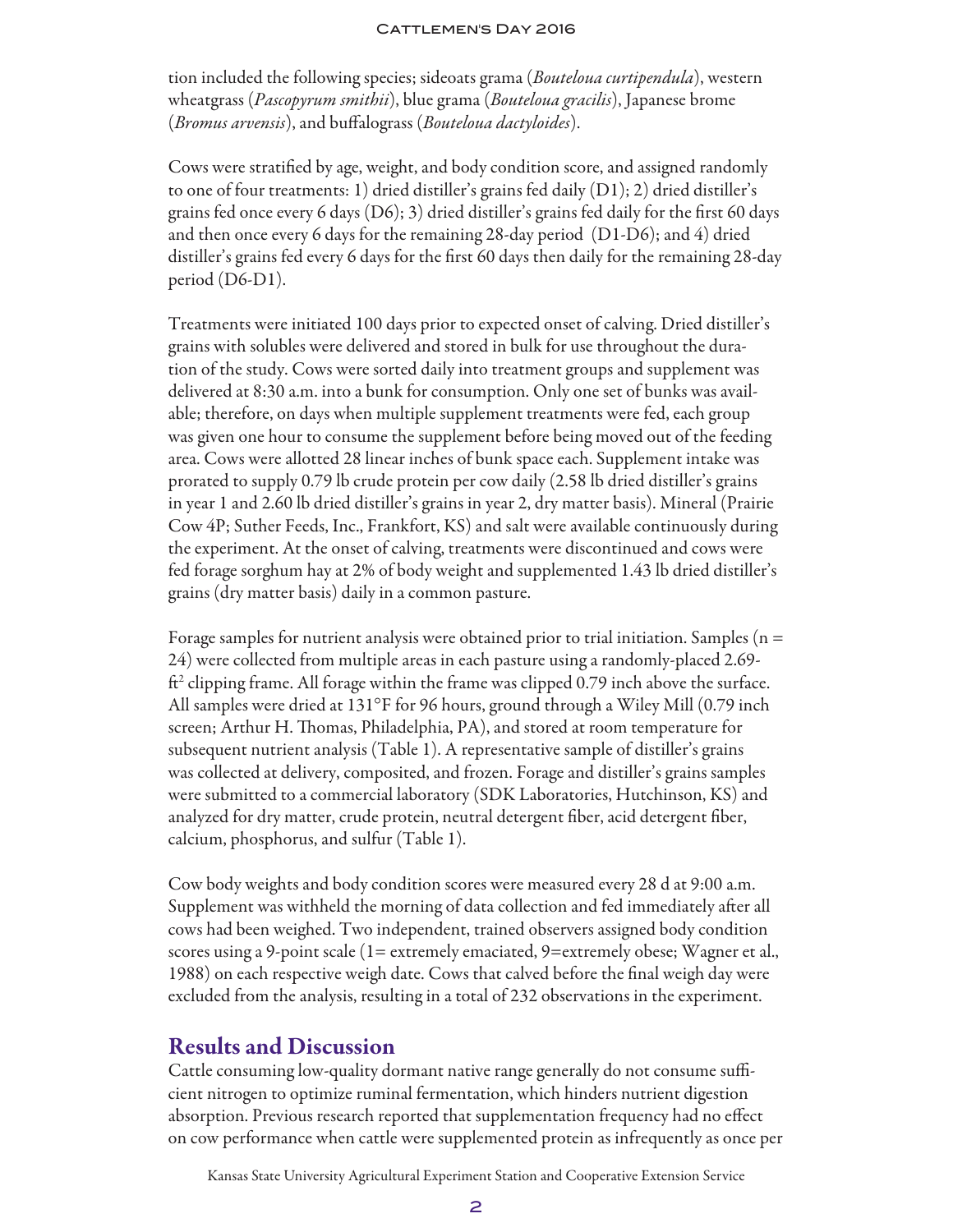tion included the following species; sideoats grama (*Bouteloua curtipendula*), western wheatgrass (*Pascopyrum smithii*), blue grama (*Bouteloua gracilis*), Japanese brome (*Bromus arvensis*), and buffalograss (*Bouteloua dactyloides*).

Cows were stratified by age, weight, and body condition score, and assigned randomly to one of four treatments: 1) dried distiller's grains fed daily (D1); 2) dried distiller's grains fed once every 6 days (D6); 3) dried distiller's grains fed daily for the first 60 days and then once every 6 days for the remaining 28-day period (D1-D6); and 4) dried distiller's grains fed every 6 days for the first 60 days then daily for the remaining 28-day period (D6-D1).

Treatments were initiated 100 days prior to expected onset of calving. Dried distiller's grains with solubles were delivered and stored in bulk for use throughout the duration of the study. Cows were sorted daily into treatment groups and supplement was delivered at 8:30 a.m. into a bunk for consumption. Only one set of bunks was available; therefore, on days when multiple supplement treatments were fed, each group was given one hour to consume the supplement before being moved out of the feeding area. Cows were allotted 28 linear inches of bunk space each. Supplement intake was prorated to supply 0.79 lb crude protein per cow daily (2.58 lb dried distiller's grains in year 1 and 2.60 lb dried distiller's grains in year 2, dry matter basis). Mineral (Prairie Cow 4P; Suther Feeds, Inc., Frankfort, KS) and salt were available continuously during the experiment. At the onset of calving, treatments were discontinued and cows were fed forage sorghum hay at 2% of body weight and supplemented 1.43 lb dried distiller's grains (dry matter basis) daily in a common pasture.

Forage samples for nutrient analysis were obtained prior to trial initiation. Samples (n = 24) were collected from multiple areas in each pasture using a randomly-placed 2.69-$ft^2$ clipping frame. All forage within the frame was clipped 0.79 inch above the surface. All samples were dried at 131°F for 96 hours, ground through a Wiley Mill (0.79 inch screen; Arthur H. Thomas, Philadelphia, PA), and stored at room temperature for subsequent nutrient analysis (Table 1). A representative sample of distiller's grains was collected at delivery, composited, and frozen. Forage and distiller's grains samples were submitted to a commercial laboratory (SDK Laboratories, Hutchinson, KS) and analyzed for dry matter, crude protein, neutral detergent fiber, acid detergent fiber, calcium, phosphorus, and sulfur (Table 1).

Cow body weights and body condition scores were measured every 28 d at 9:00 a.m. Supplement was withheld the morning of data collection and fed immediately after all cows had been weighed. Two independent, trained observers assigned body condition scores using a 9-point scale (1= extremely emaciated, 9=extremely obese; Wagner et al., 1988) on each respective weigh date. Cows that calved before the final weigh day were excluded from the analysis, resulting in a total of 232 observations in the experiment.

## Results and Discussion

Cattle consuming low-quality dormant native range generally do not consume sufficient nitrogen to optimize ruminal fermentation, which hinders nutrient digestion absorption. Previous research reported that supplementation frequency had no effect on cow performance when cattle were supplemented protein as infrequently as once per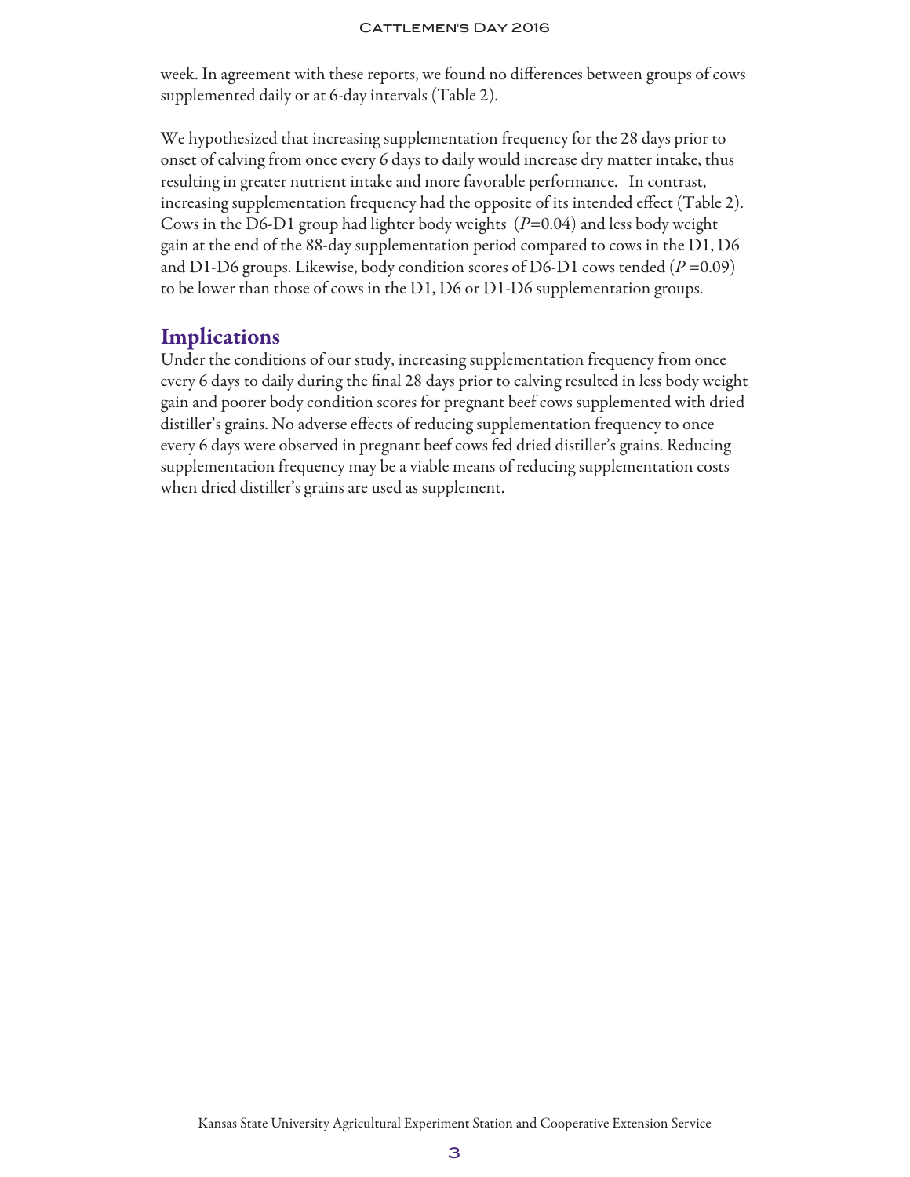week. In agreement with these reports, we found no differences between groups of cows supplemented daily or at 6-day intervals (Table 2).

We hypothesized that increasing supplementation frequency for the 28 days prior to onset of calving from once every 6 days to daily would increase dry matter intake, thus resulting in greater nutrient intake and more favorable performance. In contrast, increasing supplementation frequency had the opposite of its intended effect (Table 2). Cows in the D6-D1 group had lighter body weights ($P$=0.04) and less body weight gain at the end of the 88-day supplementation period compared to cows in the D1, D6 and D1-D6 groups. Likewise, body condition scores of D6-D1 cows tended ($P$ =0.09) to be lower than those of cows in the D1, D6 or D1-D6 supplementation groups.

## Implications

Under the conditions of our study, increasing supplementation frequency from once every 6 days to daily during the final 28 days prior to calving resulted in less body weight gain and poorer body condition scores for pregnant beef cows supplemented with dried distiller's grains. No adverse effects of reducing supplementation frequency to once every 6 days were observed in pregnant beef cows fed dried distiller's grains. Reducing supplementation frequency may be a viable means of reducing supplementation costs when dried distiller's grains are used as supplement.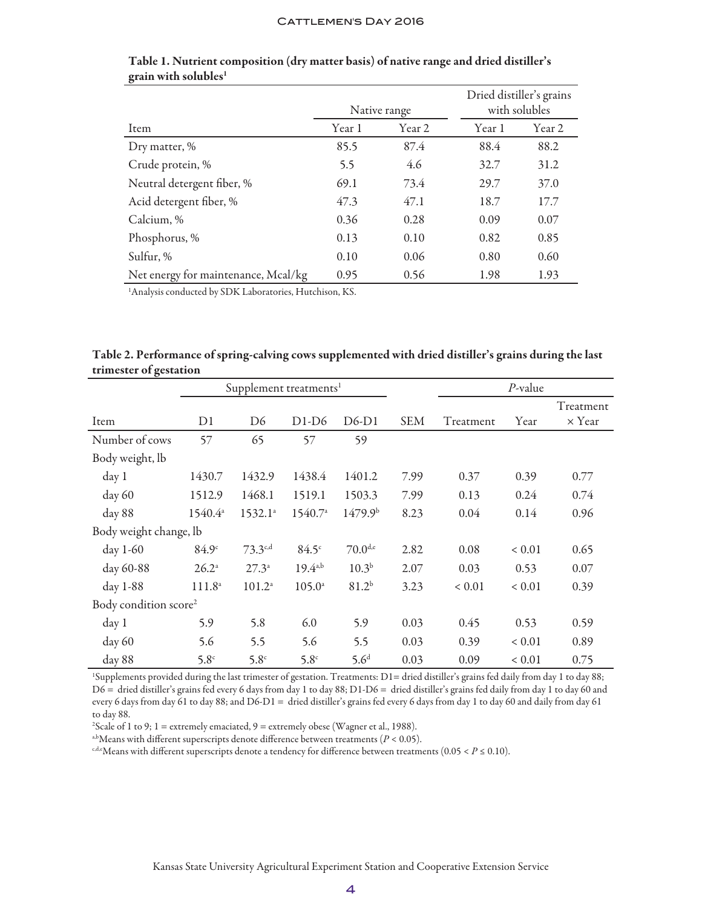**Table 1. Nutrient composition (dry matter basis) of native range and dried distiller's grain with solubles[1]**

| | Native range | | Dried distiller's grains with solubles | |
|---|---|---|---|---|
| Item | Year 1 | Year 2 | Year 1 | Year 2 |
| Dry matter, % | 85.5 | 87.4 | 88.4 | 88.2 |
| Crude protein, % | 5.5 | 4.6 | 32.7 | 31.2 |
| Neutral detergent fiber, % | 69.1 | 73.4 | 29.7 | 37.0 |
| Acid detergent fiber, % | 47.3 | 47.1 | 18.7 | 17.7 |
| Calcium, % | 0.36 | 0.28 | 0.09 | 0.07 |
| Phosphorus, % | 0.13 | 0.10 | 0.82 | 0.85 |
| Sulfur, % | 0.10 | 0.06 | 0.80 | 0.60 |
| Net energy for maintenance, Mcal/kg | 0.95 | 0.56 | 1.98 | 1.93 |

[1]Analysis conducted by SDK Laboratories, Hutchison, KS.

**Table 2. Performance of spring-calving cows supplemented with dried distiller's grains during the last trimester of gestation**

| | Supplement treatments[1] | | | | | *P*-value | | |
|---|---|---|---|---|---|---|---|---|
| Item | D1 | D6 | D1-D6 | D6-D1 | SEM | Treatment | Year | Treatment × Year |
| Number of cows | 57 | 65 | 57 | 59 | | | | |
| Body weight, lb | | | | | | | | |
| day 1 | 1430.7 | 1432.9 | 1438.4 | 1401.2 | 7.99 | 0.37 | 0.39 | 0.77 |
| day 60 | 1512.9 | 1468.1 | 1519.1 | 1503.3 | 7.99 | 0.13 | 0.24 | 0.74 |
| day 88 | 1540.4[a] | 1532.1[a] | 1540.7[a] | 1479.9[b] | 8.23 | 0.04 | 0.14 | 0.96 |
| Body weight change, lb | | | | | | | | |
| day 1-60 | 84.9[c] | 73.3[c,d] | 84.5[c] | 70.0[d,e] | 2.82 | 0.08 | < 0.01 | 0.65 |
| day 60-88 | 26.2[a] | 27.3[a] | 19.4[a,b] | 10.3[b] | 2.07 | 0.03 | 0.53 | 0.07 |
| day 1-88 | 111.8[a] | 101.2[a] | 105.0[a] | 81.2[b] | 3.23 | < 0.01 | < 0.01 | 0.39 |
| Body condition score[2] | | | | | | | | |
| day 1 | 5.9 | 5.8 | 6.0 | 5.9 | 0.03 | 0.45 | 0.53 | 0.59 |
| day 60 | 5.6 | 5.5 | 5.6 | 5.5 | 0.03 | 0.39 | < 0.01 | 0.89 |
| day 88 | 5.8[c] | 5.8[c] | 5.8[c] | 5.6[d] | 0.03 | 0.09 | < 0.01 | 0.75 |

[1]Supplements provided during the last trimester of gestation. Treatments: D1= dried distiller's grains fed daily from day 1 to day 88; D6 = dried distiller's grains fed every 6 days from day 1 to day 88; D1-D6 = dried distiller's grains fed daily from day 1 to day 60 and every 6 days from day 61 to day 88; and D6-D1 = dried distiller's grains fed every 6 days from day 1 to day 60 and daily from day 61 to day 88.

[2]Scale of 1 to 9; 1 = extremely emaciated, 9 = extremely obese (Wagner et al., 1988).

[a,b]Means with different superscripts denote difference between treatments ($P < 0.05$).

[c,d,e]Means with different superscripts denote a tendency for difference between treatments ($0.05 < P \leq 0.10$).